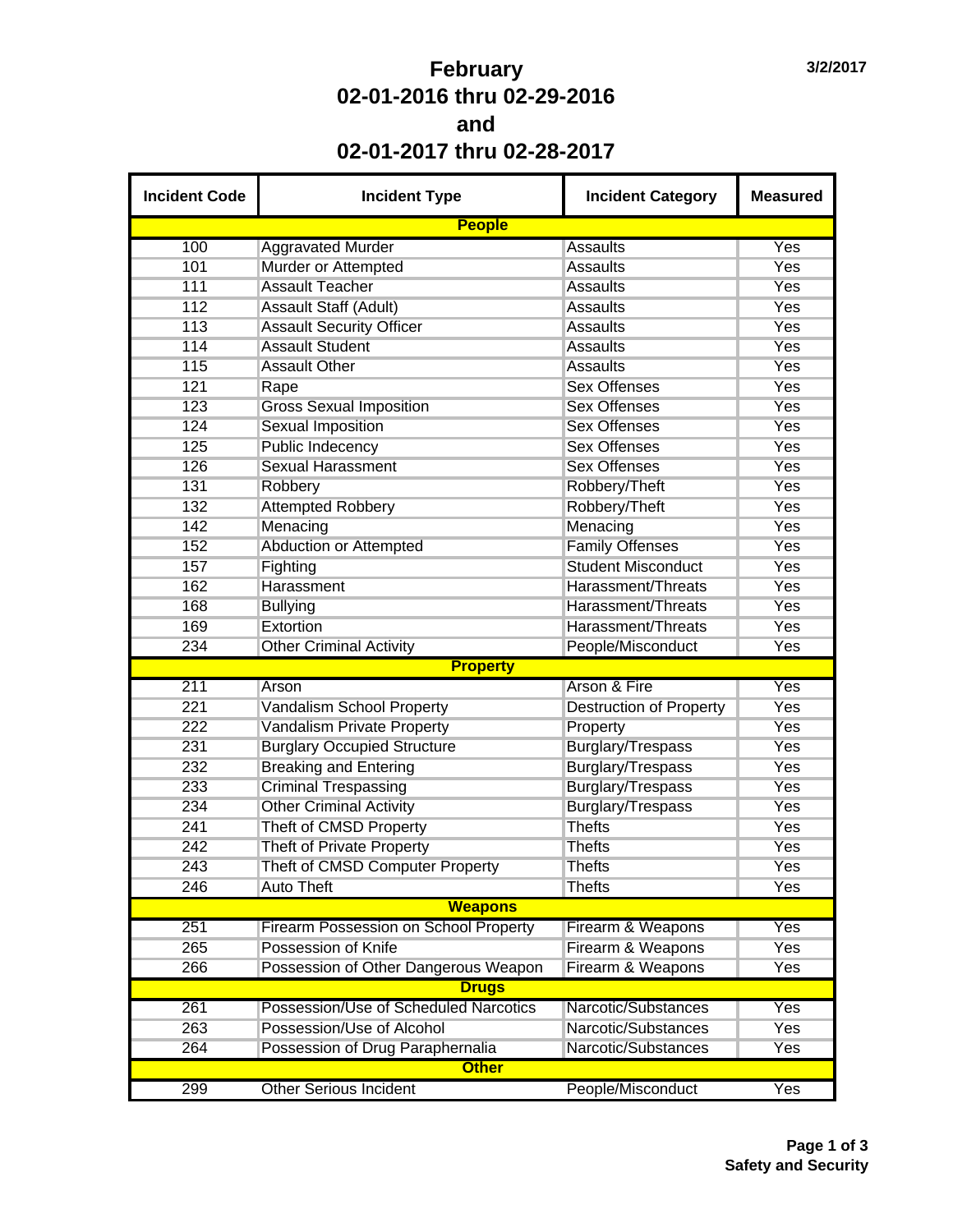# February
# 02-01-2016 thru 02-29-2016
# and
# 02-01-2017 thru 02-28-2017

3/2/2017

| Incident Code | Incident Type | Incident Category | Measured |
|---|---|---|---|
| **People** | | | |
| 100 | Aggravated Murder | Assaults | Yes |
| 101 | Murder or Attempted | Assaults | Yes |
| 111 | Assault Teacher | Assaults | Yes |
| 112 | Assault Staff (Adult) | Assaults | Yes |
| 113 | Assault Security Officer | Assaults | Yes |
| 114 | Assault Student | Assaults | Yes |
| 115 | Assault Other | Assaults | Yes |
| 121 | Rape | Sex Offenses | Yes |
| 123 | Gross Sexual Imposition | Sex Offenses | Yes |
| 124 | Sexual Imposition | Sex Offenses | Yes |
| 125 | Public Indecency | Sex Offenses | Yes |
| 126 | Sexual Harassment | Sex Offenses | Yes |
| 131 | Robbery | Robbery/Theft | Yes |
| 132 | Attempted Robbery | Robbery/Theft | Yes |
| 142 | Menacing | Menacing | Yes |
| 152 | Abduction or Attempted | Family Offenses | Yes |
| 157 | Fighting | Student Misconduct | Yes |
| 162 | Harassment | Harassment/Threats | Yes |
| 168 | Bullying | Harassment/Threats | Yes |
| 169 | Extortion | Harassment/Threats | Yes |
| 234 | Other Criminal Activity | People/Misconduct | Yes |
| **Property** | | | |
| 211 | Arson | Arson & Fire | Yes |
| 221 | Vandalism School Property | Destruction of Property | Yes |
| 222 | Vandalism Private Property | Property | Yes |
| 231 | Burglary Occupied Structure | Burglary/Trespass | Yes |
| 232 | Breaking and Entering | Burglary/Trespass | Yes |
| 233 | Criminal Trespassing | Burglary/Trespass | Yes |
| 234 | Other Criminal Activity | Burglary/Trespass | Yes |
| 241 | Theft of CMSD Property | Thefts | Yes |
| 242 | Theft of Private Property | Thefts | Yes |
| 243 | Theft of CMSD Computer Property | Thefts | Yes |
| 246 | Auto Theft | Thefts | Yes |
| **Weapons** | | | |
| 251 | Firearm Possession on School Property | Firearm & Weapons | Yes |
| 265 | Possession of Knife | Firearm & Weapons | Yes |
| 266 | Possession of Other Dangerous Weapon | Firearm & Weapons | Yes |
| **Drugs** | | | |
| 261 | Possession/Use of Scheduled Narcotics | Narcotic/Substances | Yes |
| 263 | Possession/Use of Alcohol | Narcotic/Substances | Yes |
| 264 | Possession of Drug Paraphernalia | Narcotic/Substances | Yes |
| **Other** | | | |
| 299 | Other Serious Incident | People/Misconduct | Yes |

**Safety and Security**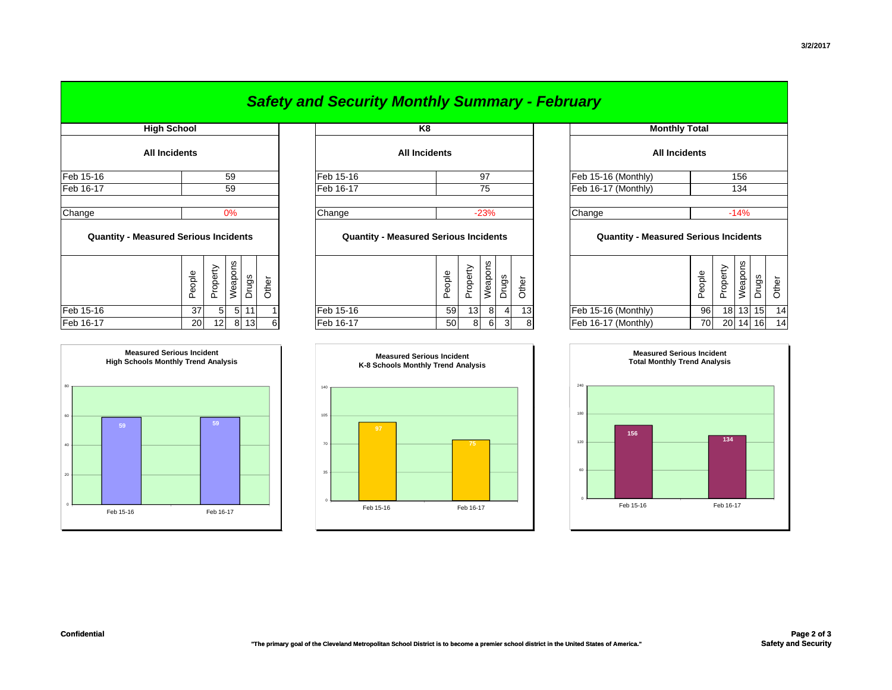# Safety and Security Monthly Summary - February

## High School

### All Incidents

| | |
|---|---|
| Feb 15-16 | 59 |
| Feb 16-17 | 59 |
| Change | 0% |

### Quantity - Measured Serious Incidents

| | People | Property | Weapons | Drugs | Other |
|---|---|---|---|---|---|
| Feb 15-16 | 37 | 5 | 5 | 11 | 1 |
| Feb 16-17 | 20 | 12 | 8 | 13 | 6 |

## K8

### All Incidents

| | |
|---|---|
| Feb 15-16 | 97 |
| Feb 16-17 | 75 |
| Change | -23% |

### Quantity - Measured Serious Incidents

| | People | Property | Weapons | Drugs | Other |
|---|---|---|---|---|---|
| Feb 15-16 | 59 | 13 | 8 | 4 | 13 |
| Feb 16-17 | 50 | 8 | 6 | 3 | 8 |

## Monthly Total

### All Incidents

| | |
|---|---|
| Feb 15-16 (Monthly) | 156 |
| Feb 16-17 (Monthly) | 134 |
| Change | -14% |

### Quantity - Measured Serious Incidents

| | People | Property | Weapons | Drugs | Other |
|---|---|---|---|---|---|
| Feb 15-16 (Monthly) | 96 | 18 | 13 | 15 | 14 |
| Feb 16-17 (Monthly) | 70 | 20 | 14 | 16 | 14 |

**Measured Serious Incident High Schools Monthly Trend Analysis**

| | Feb 15-16 | Feb 16-17 |
|---|---|---|
| High Schools | 59 | 59 |

**Measured Serious Incident K-8 Schools Monthly Trend Analysis**

| | Feb 15-16 | Feb 16-17 |
|---|---|---|
| K-8 Schools | 97 | 75 |

**Measured Serious Incident Total Monthly Trend Analysis**

| | Feb 15-16 | Feb 16-17 |
|---|---|---|
| Total | 156 | 134 |

**Confidential**

**"The primary goal of the Cleveland Metropolitan School District is to become a premier school district in the United States of America."**

**Safety and Security**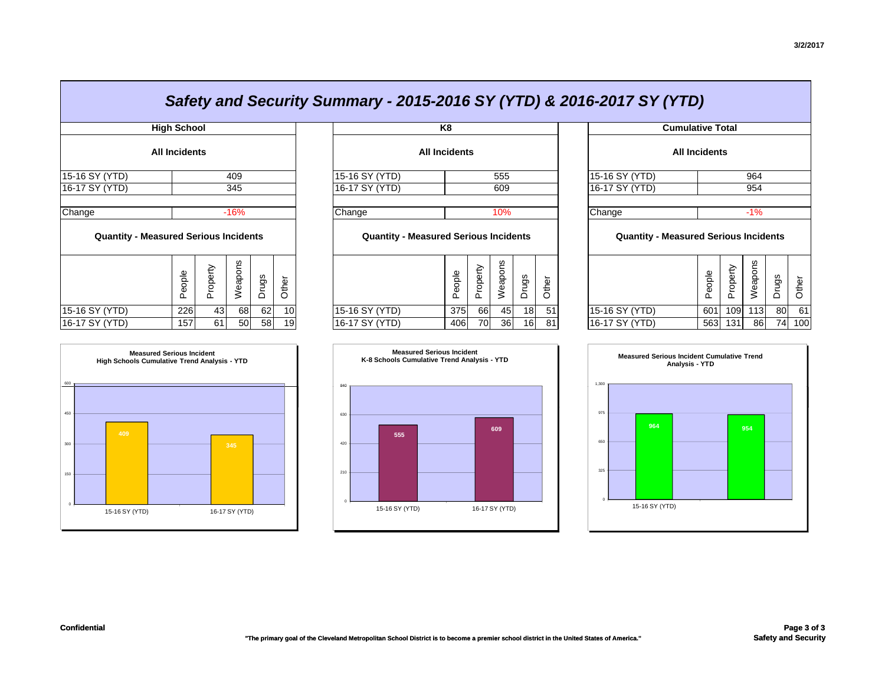3/2/2017

# Safety and Security Summary - 2015-2016 SY (YTD) & 2016-2017 SY (YTD)

## High School

### All Incidents

| | |
|---|---|
| 15-16 SY (YTD) | 409 |
| 16-17 SY (YTD) | 345 |
| Change | -16% |

### Quantity - Measured Serious Incidents

| | People | Property | Weapons | Drugs | Other |
|---|---|---|---|---|---|
| 15-16 SY (YTD) | 226 | 43 | 68 | 62 | 10 |
| 16-17 SY (YTD) | 157 | 61 | 50 | 58 | 19 |

## K8

### All Incidents

| | |
|---|---|
| 15-16 SY (YTD) | 555 |
| 16-17 SY (YTD) | 609 |
| Change | 10% |

### Quantity - Measured Serious Incidents

| | People | Property | Weapons | Drugs | Other |
|---|---|---|---|---|---|
| 15-16 SY (YTD) | 375 | 66 | 45 | 18 | 51 |
| 16-17 SY (YTD) | 406 | 70 | 36 | 16 | 81 |

## Cumulative Total

### All Incidents

| | |
|---|---|
| 15-16 SY (YTD) | 964 |
| 16-17 SY (YTD) | 954 |
| Change | -1% |

### Quantity - Measured Serious Incidents

| | People | Property | Weapons | Drugs | Other |
|---|---|---|---|---|---|
| 15-16 SY (YTD) | 601 | 109 | 113 | 80 | 61 |
| 16-17 SY (YTD) | 563 | 131 | 86 | 74 | 100 |

**Measured Serious Incident High Schools Cumulative Trend Analysis - YTD**

600
450
300
150
0
409
345
15-16 SY (YTD)
16-17 SY (YTD)

**Measured Serious Incident K-8 Schools Cumulative Trend Analysis - YTD**

840
630
420
210
0
555
609
15-16 SY (YTD)
16-17 SY (YTD)

**Measured Serious Incident Cumulative Trend Analysis - YTD**

1,300
975
650
325
0
964
954
15-16 SY (YTD)

Confidential

"The primary goal of the Cleveland Metropolitan School District is to become a premier school district in the United States of America."

Safety and Security